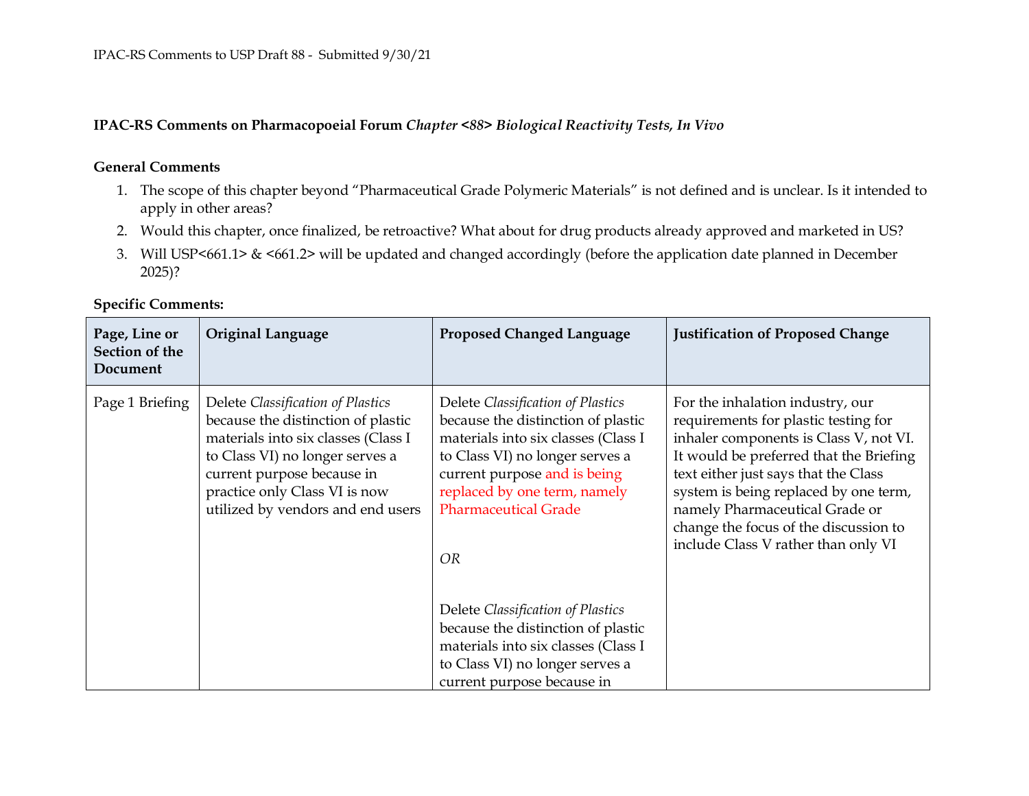IPAC-RS Comments to USP Draft 88 - Submitted 9/30/21

## IPAC-RS Comments on Pharmacopoeial Forum *Chapter <88> Biological Reactivity Tests, In Vivo*

### General Comments

1. The scope of this chapter beyond "Pharmaceutical Grade Polymeric Materials" is not defined and is unclear. Is it intended to apply in other areas?
2. Would this chapter, once finalized, be retroactive? What about for drug products already approved and marketed in US?
3. Will USP<661.1> & <661.2> will be updated and changed accordingly (before the application date planned in December 2025)?

### Specific Comments:

| Page, Line or Section of the Document | Original Language | Proposed Changed Language | Justification of Proposed Change |
| --- | --- | --- | --- |
| Page 1 Briefing | Delete *Classification of Plastics* because the distinction of plastic materials into six classes (Class I to Class VI) no longer serves a current purpose because in practice only Class VI is now utilized by vendors and end users | Delete *Classification of Plastics* because the distinction of plastic materials into six classes (Class I to Class VI) no longer serves a current purpose and is being replaced by one term, namely Pharmaceutical Grade<br><br>*OR*<br><br>Delete *Classification of Plastics* because the distinction of plastic materials into six classes (Class I to Class VI) no longer serves a current purpose because in | For the inhalation industry, our requirements for plastic testing for inhaler components is Class V, not VI. It would be preferred that the Briefing text either just says that the Class system is being replaced by one term, namely Pharmaceutical Grade or change the focus of the discussion to include Class V rather than only VI |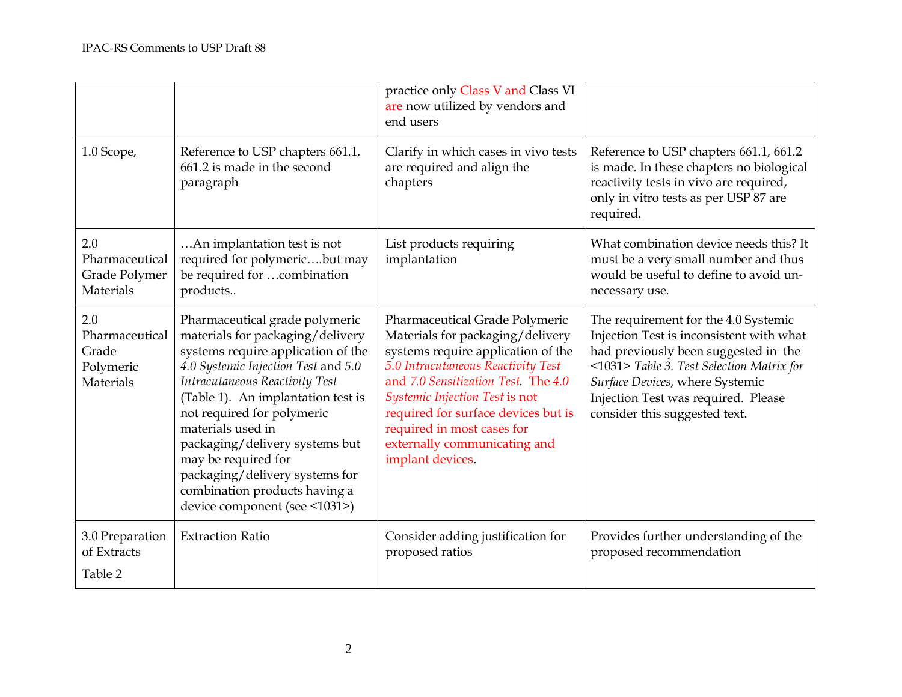| | | | |
|---|---|---|---|
| | | practice only Class V and Class VI are now utilized by vendors and end users | |
| 1.0 Scope, | Reference to USP chapters 661.1, 661.2 is made in the second paragraph | Clarify in which cases in vivo tests are required and align the chapters | Reference to USP chapters 661.1, 661.2 is made. In these chapters no biological reactivity tests in vivo are required, only in vitro tests as per USP 87 are required. |
| 2.0 Pharmaceutical Grade Polymer Materials | …An implantation test is not required for polymeric….but may be required for …combination products.. | List products requiring implantation | What combination device needs this? It must be a very small number and thus would be useful to define to avoid un-necessary use. |
| 2.0 Pharmaceutical Grade Polymeric Materials | Pharmaceutical grade polymeric materials for packaging/delivery systems require application of the *4.0 Systemic Injection Test* and *5.0 Intracutaneous Reactivity Test* (Table 1). An implantation test is not required for polymeric materials used in packaging/delivery systems but may be required for packaging/delivery systems for combination products having a device component (see <1031>) | Pharmaceutical Grade Polymeric Materials for packaging/delivery systems require application of the *5.0 Intracutaneous Reactivity Test* and *7.0 Sensitization Test*. The *4.0 Systemic Injection Test* is not required for surface devices but is required in most cases for externally communicating and implant devices. | The requirement for the 4.0 Systemic Injection Test is inconsistent with what had previously been suggested in the <1031> *Table 3. Test Selection Matrix for Surface Devices*, where Systemic Injection Test was required. Please consider this suggested text. |
| 3.0 Preparation of Extracts<br><br>Table 2 | Extraction Ratio | Consider adding justification for proposed ratios | Provides further understanding of the proposed recommendation |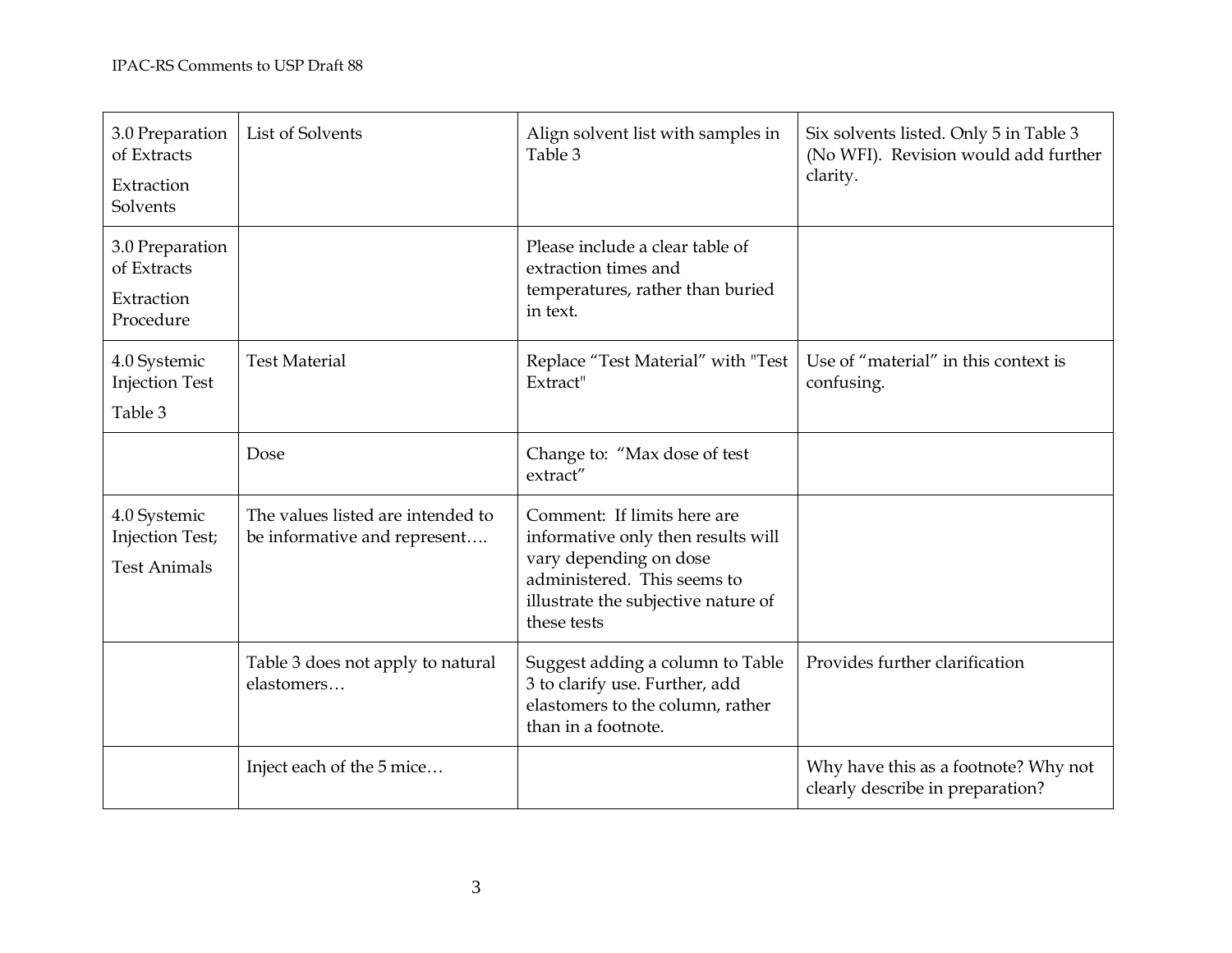| | | | |
|---|---|---|---|
| 3.0 Preparation of Extracts<br>Extraction Solvents | List of Solvents | Align solvent list with samples in Table 3 | Six solvents listed. Only 5 in Table 3 (No WFI). Revision would add further clarity. |
| 3.0 Preparation of Extracts<br>Extraction Procedure | | Please include a clear table of extraction times and temperatures, rather than buried in text. | |
| 4.0 Systemic Injection Test<br>Table 3 | Test Material | Replace "Test Material" with "Test Extract" | Use of "material" in this context is confusing. |
| | Dose | Change to: "Max dose of test extract" | |
| 4.0 Systemic Injection Test;<br>Test Animals | The values listed are intended to be informative and represent…. | Comment: If limits here are informative only then results will vary depending on dose administered. This seems to illustrate the subjective nature of these tests | |
| | Table 3 does not apply to natural elastomers… | Suggest adding a column to Table 3 to clarify use. Further, add elastomers to the column, rather than in a footnote. | Provides further clarification |
| | Inject each of the 5 mice… | | Why have this as a footnote? Why not clearly describe in preparation? |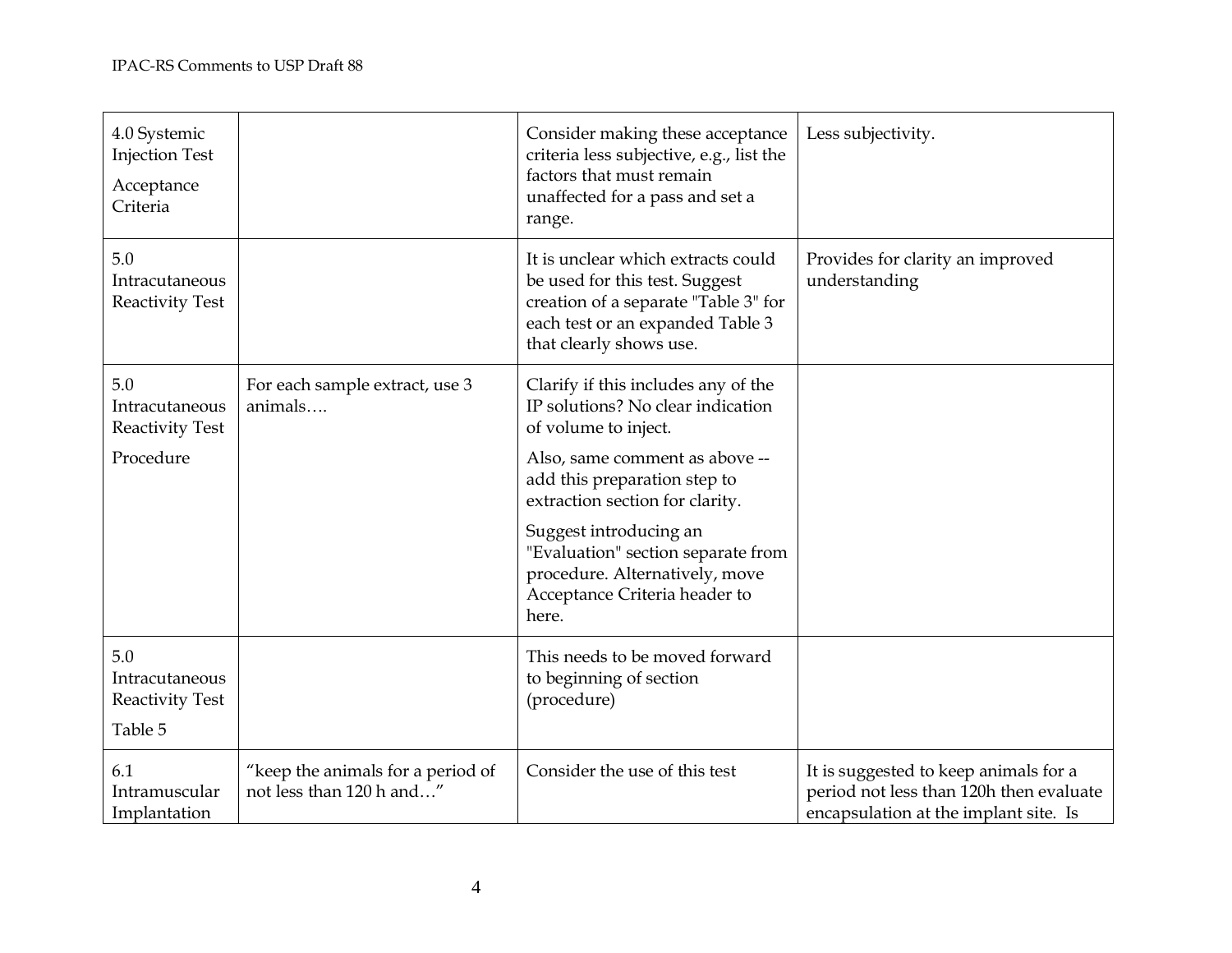| | | | |
|---|---|---|---|
| 4.0 Systemic Injection Test<br><br>Acceptance Criteria | | Consider making these acceptance criteria less subjective, e.g., list the factors that must remain unaffected for a pass and set a range. | Less subjectivity. |
| 5.0 Intracutaneous Reactivity Test | | It is unclear which extracts could be used for this test. Suggest creation of a separate "Table 3" for each test or an expanded Table 3 that clearly shows use. | Provides for clarity an improved understanding |
| 5.0 Intracutaneous Reactivity Test<br><br>Procedure | For each sample extract, use 3 animals…. | Clarify if this includes any of the IP solutions? No clear indication of volume to inject.<br><br>Also, same comment as above -- add this preparation step to extraction section for clarity.<br><br>Suggest introducing an "Evaluation" section separate from procedure. Alternatively, move Acceptance Criteria header to here. | |
| 5.0 Intracutaneous Reactivity Test<br><br>Table 5 | | This needs to be moved forward to beginning of section (procedure) | |
| 6.1 Intramuscular Implantation | "keep the animals for a period of not less than 120 h and…" | Consider the use of this test | It is suggested to keep animals for a period not less than 120h then evaluate encapsulation at the implant site. Is |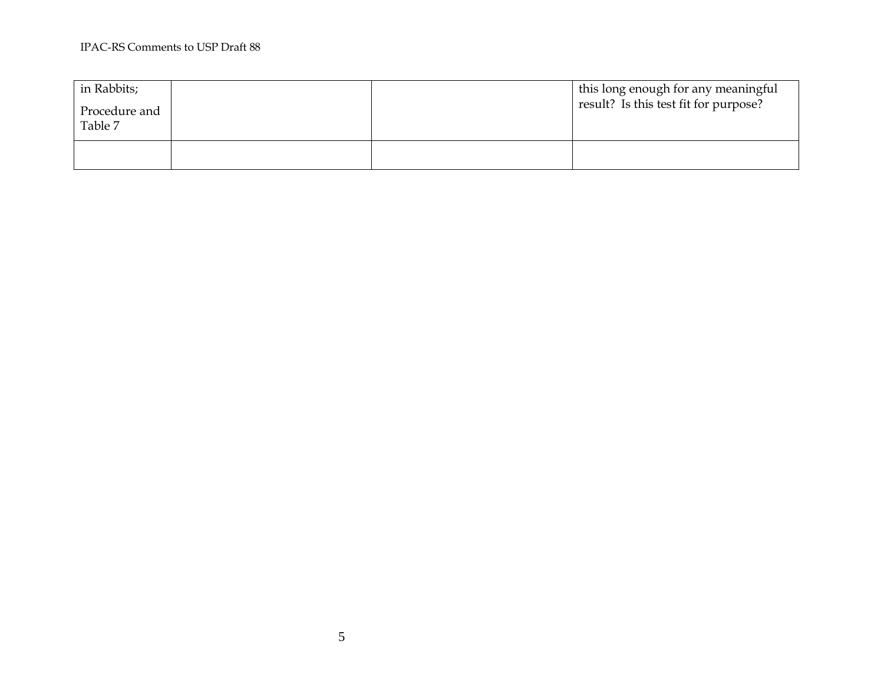| | | | |
|---|---|---|---|
| in Rabbits;<br>Procedure and Table 7 | | | this long enough for any meaningful result? Is this test fit for purpose? |
| | | | |